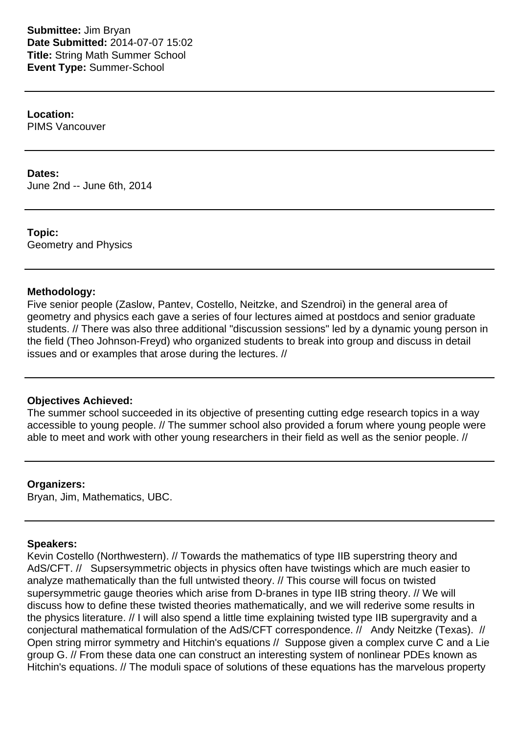**Submittee:** Jim Bryan
**Date Submitted:** 2014-07-07 15:02
**Title:** String Math Summer School
**Event Type:** Summer-School

---

**Location:**
PIMS Vancouver

---

**Dates:**
June 2nd -- June 6th, 2014

---

**Topic:**
Geometry and Physics

---

**Methodology:**
Five senior people (Zaslow, Pantev, Costello, Neitzke, and Szendroi) in the general area of geometry and physics each gave a series of four lectures aimed at postdocs and senior graduate students. // There was also three additional "discussion sessions" led by a dynamic young person in the field (Theo Johnson-Freyd) who organized students to break into group and discuss in detail issues and or examples that arose during the lectures. //

---

**Objectives Achieved:**
The summer school succeeded in its objective of presenting cutting edge research topics in a way accessible to young people. // The summer school also provided a forum where young people were able to meet and work with other young researchers in their field as well as the senior people. //

---

**Organizers:**
Bryan, Jim, Mathematics, UBC.

---

**Speakers:**
Kevin Costello (Northwestern). // Towards the mathematics of type IIB superstring theory and AdS/CFT. // Supsersymmetric objects in physics often have twistings which are much easier to analyze mathematically than the full untwisted theory. // This course will focus on twisted supersymmetric gauge theories which arise from D-branes in type IIB string theory. // We will discuss how to define these twisted theories mathematically, and we will rederive some results in the physics literature. // I will also spend a little time explaining twisted type IIB supergravity and a conjectural mathematical formulation of the AdS/CFT correspondence. // Andy Neitzke (Texas). // Open string mirror symmetry and Hitchin's equations // Suppose given a complex curve C and a Lie group G. // From these data one can construct an interesting system of nonlinear PDEs known as Hitchin's equations. // The moduli space of solutions of these equations has the marvelous property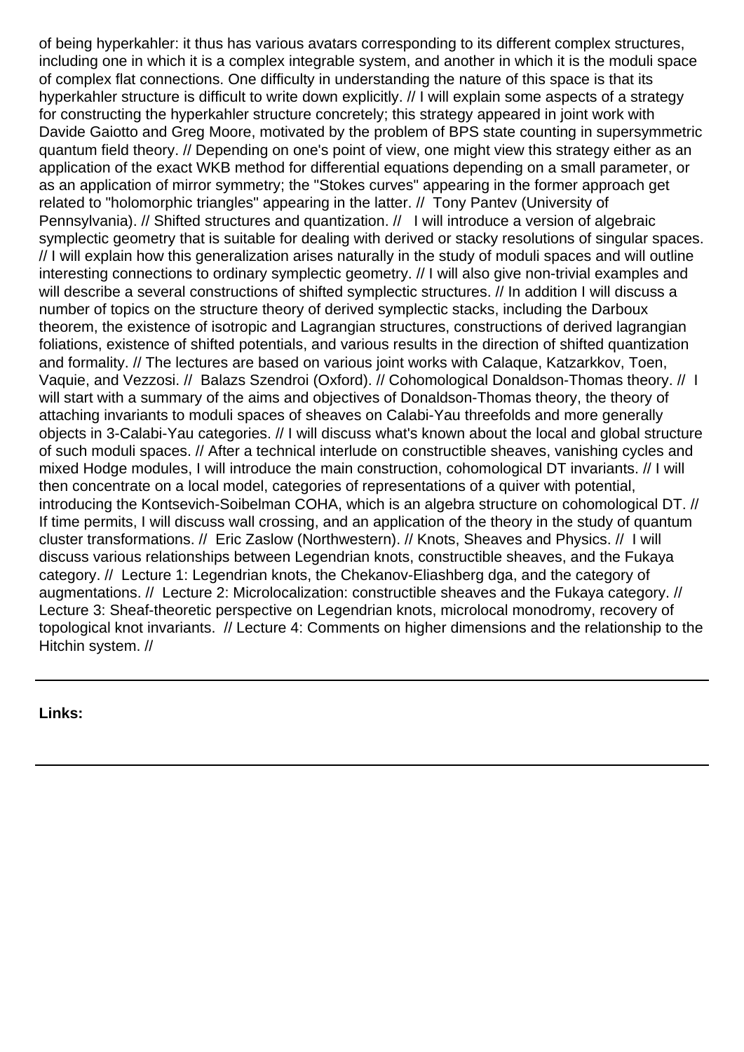of being hyperkahler: it thus has various avatars corresponding to its different complex structures, including one in which it is a complex integrable system, and another in which it is the moduli space of complex flat connections. One difficulty in understanding the nature of this space is that its hyperkahler structure is difficult to write down explicitly. // I will explain some aspects of a strategy for constructing the hyperkahler structure concretely; this strategy appeared in joint work with Davide Gaiotto and Greg Moore, motivated by the problem of BPS state counting in supersymmetric quantum field theory. // Depending on one's point of view, one might view this strategy either as an application of the exact WKB method for differential equations depending on a small parameter, or as an application of mirror symmetry; the "Stokes curves" appearing in the former approach get related to "holomorphic triangles" appearing in the latter. // Tony Pantev (University of Pennsylvania). // Shifted structures and quantization. // I will introduce a version of algebraic symplectic geometry that is suitable for dealing with derived or stacky resolutions of singular spaces. // I will explain how this generalization arises naturally in the study of moduli spaces and will outline interesting connections to ordinary symplectic geometry. // I will also give non-trivial examples and will describe a several constructions of shifted symplectic structures. // In addition I will discuss a number of topics on the structure theory of derived symplectic stacks, including the Darboux theorem, the existence of isotropic and Lagrangian structures, constructions of derived lagrangian foliations, existence of shifted potentials, and various results in the direction of shifted quantization and formality. // The lectures are based on various joint works with Calaque, Katzarkkov, Toen, Vaquie, and Vezzosi. // Balazs Szendroi (Oxford). // Cohomological Donaldson-Thomas theory. // I will start with a summary of the aims and objectives of Donaldson-Thomas theory, the theory of attaching invariants to moduli spaces of sheaves on Calabi-Yau threefolds and more generally objects in 3-Calabi-Yau categories. // I will discuss what's known about the local and global structure of such moduli spaces. // After a technical interlude on constructible sheaves, vanishing cycles and mixed Hodge modules, I will introduce the main construction, cohomological DT invariants. // I will then concentrate on a local model, categories of representations of a quiver with potential, introducing the Kontsevich-Soibelman COHA, which is an algebra structure on cohomological DT. // If time permits, I will discuss wall crossing, and an application of the theory in the study of quantum cluster transformations. // Eric Zaslow (Northwestern). // Knots, Sheaves and Physics. // I will discuss various relationships between Legendrian knots, constructible sheaves, and the Fukaya category. // Lecture 1: Legendrian knots, the Chekanov-Eliashberg dga, and the category of augmentations. // Lecture 2: Microlocalization: constructible sheaves and the Fukaya category. // Lecture 3: Sheaf-theoretic perspective on Legendrian knots, microlocal monodromy, recovery of topological knot invariants. // Lecture 4: Comments on higher dimensions and the relationship to the Hitchin system. //

---

**Links:**

---